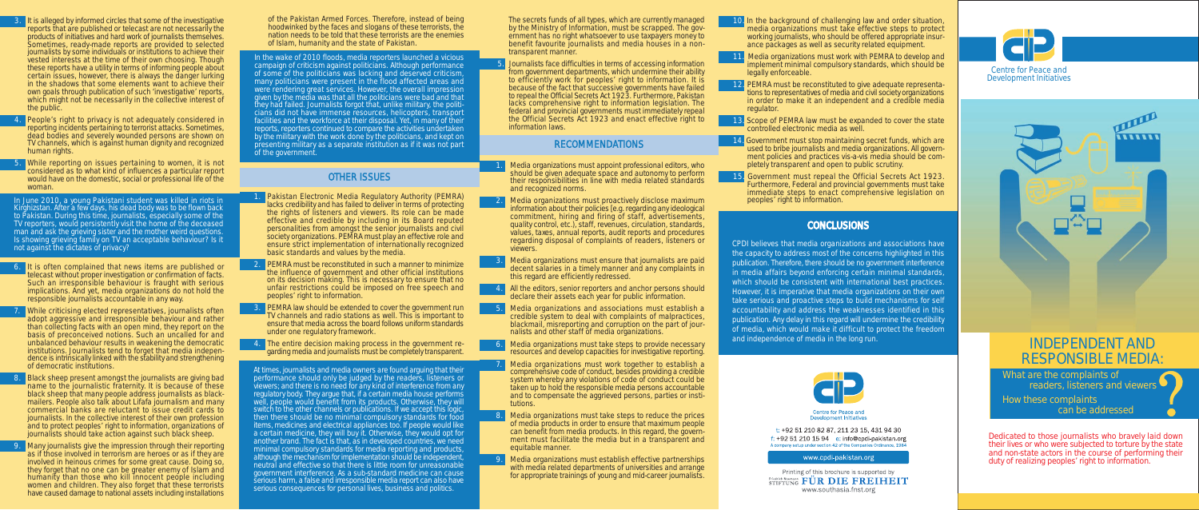3. It is alleged by informed circles that some of the investigative reports that are published or telecast are not necessarily the products of initiatives and hard work of journalists themselves. Sometimes, ready-made reports are provided to selected journalists by some individuals or institutions to achieve their vested interests at the time of their own choosing. Though these reports have a utility in terms of informing people about certain issues, however, there is always the danger lurking in the shadows that some elements want to achieve their own goals through publication of such 'investigative' reports, which might not be necessarily in the collective interest of the public.

4. People's right to privacy is not adequately considered in reporting incidents pertaining to terrorist attacks. Sometimes, dead bodies and severely wounded persons are shown on TV channels, which is against human dignity and recognized human rights.

5. While reporting on issues pertaining to women, it is not considered as to what kind of influences a particular report would have on the domestic, social or professional life of the woman.

In June 2010, a young Pakistani student was killed in riots in Kirghizstan. After a few days, his dead body was to be flown back to Pakistan. During this time, journalists, especially some of the TV reporters, would persistently visit the home of the deceased man and ask the grieving sister and the mother weird questions. Is showing grieving family on TV an acceptable behaviour? Is it not against the dictates of privacy?

6. It is often complained that news items are published or telecast without proper investigation or confirmation of facts. Such an irresponsible behaviour is fraught with serious implications. And yet, media organizations do not hold the responsible journalists accountable in any way.

7. While criticising elected representatives, journalists often adopt aggressive and irresponsible behaviour and rather than collecting facts with an open mind, they report on the basis of preconceived notions. Such an uncalled for and unbalanced behaviour results in weakening the democratic institutions. Journalists tend to forget that media independence is intrinsically linked with the stability and strengthening of democratic institutions.

8. Black sheep present amongst the journalists are giving bad name to the journalistic fraternity. It is because of these black sheep that many people address journalists as blackmailers. People also talk about Lifafa journalism and many commercial banks are reluctant to issue credit cards to journalists. In the collective interest of their own profession and to protect peoples' right to information, organizations of journalists should take action against such black sheep.

9. Many journalists give the impression through their reporting as if those involved in terrorism are heroes or as if they are involved in heinous crimes for some great cause. Doing so, they forget that no one can be greater enemy of Islam and humanity than those who kill innocent people including women and children. They also forget that these terrorists have caused damage to national assets including installations of the Pakistan Armed Forces. Therefore, instead of being hoodwinked by the faces and slogans of these terrorists, the nation needs to be told that these terrorists are the enemies of Islam, humanity and the state of Pakistan.

In the wake of 2010 floods, media reporters launched a vicious campaign of criticism against politicians. Although performance of some of the politicians was lacking and deserved criticism, many politicians were present in the flood affected areas and were rendering great services. However, the overall impression given by the media was that all the politicians were bad and that they had failed. Journalists forgot that, unlike military, the politicians did not have immense resources, helicopters, transport facilities and the workforce at their disposal. Yet, in many of their reports, reporters continued to compare the activities undertaken by the military with the work done by the politicians, and kept on presenting military as a separate institution as if it was not part of the government.

## OTHER ISSUES

1. Pakistan Electronic Media Regulatory Authority (PEMRA) lacks credibility and has failed to deliver in terms of protecting the rights of listeners and viewers. Its role can be made effective and credible by including in its Board reputed personalities from amongst the senior journalists and civil society organizations. PEMRA must play an effective role and ensure strict implementation of internationally recognized basic standards and values by the media.

2. PEMRA must be reconstituted in such a manner to minimize the influence of government and other official institutions on its decision making. This is necessary to ensure that no unfair restrictions could be imposed on free speech and peoples' right to information.

3. PEMRA law should be extended to cover the government run TV channels and radio stations as well. This is important to ensure that media across the board follows uniform standards under one regulatory framework.

4. The entire decision making process in the government regarding media and journalists must be completely transparent.

At times, journalists and media owners are found arguing that their performance should only be judged by the readers, listeners or viewers; and there is no need for any kind of interference from any regulatory body. They argue that, if a certain media house performs well, people would benefit from its products. Otherwise, they will switch to the other channels or publications. If we accept this logic, then there should be no minimal compulsory standards for food items, medicines and electrical appliances too. If people would like a certain medicine, they will buy it. Otherwise, they would opt for another brand. The fact is that, as in developed countries, we need minimal compulsory standards for media reporting and products, although the mechanism for implementation should be independent, neutral and effective so that there is little room for unreasonable government interference. As a sub-standard medicine can cause serious harm, a false and irresponsible media report can also have serious consequences for personal lives, business and politics.

The secrets funds of all types, which are currently managed by the Ministry of Information, must be scrapped. The government has no right whatsoever to use taxpayers money to benefit favourite journalists and media houses in a non-transparent manner.

5. Journalists face difficulties in terms of accessing information from government departments, which undermine their ability to efficiently work for peoples' right to information. It is because of the fact that successive governments have failed to repeal the Official Secrets Act 1923. Furthermore, Pakistan lacks comprehensive right to information legislation. The federal and provincial governments must immediately repeal the Official Secrets Act 1923 and enact effective right to information laws.

## RECOMMENDATIONS

1. Media organizations must appoint professional editors, who should be given adequate space and autonomy to perform their responsibilities in line with media related standards and recognized norms.

2. Media organizations must proactively disclose maximum information about their policies [e.g. regarding any ideological commitment, hiring and firing of staff, advertisements, quality control, etc.], staff, revenues, circulation, standards, values, taxes, annual reports, audit reports and procedures regarding disposal of complaints of readers, listeners or viewers.

3. Media organizations must ensure that journalists are paid decent salaries in a timely manner and any complaints in this regard are efficiently redressed.

4. All the editors, senior reporters and anchor persons should declare their assets each year for public information.

5. Media organizations and associations must establish a credible system to deal with complaints of malpractices, blackmail, misreporting and corruption on the part of journalists and other staff of media organizations.

6. Media organizations must take steps to provide necessary resources and develop capacities for investigative reporting.

7. Media organizations must work together to establish a comprehensive code of conduct, besides providing a credible system whereby any violations of code of conduct could be taken up to hold the responsible media persons accountable and to compensate the aggrieved persons, parties or institutions.

8. Media organizations must take steps to reduce the prices of media products in order to ensure that maximum people can benefit from media products. In this regard, the government must facilitate the media but in a transparent and equitable manner.

9. Media organizations must establish effective partnerships with media related departments of universities and arrange for appropriate trainings of young and mid-career journalists.

10. In the background of challenging law and order situation, media organizations must take effective steps to protect working journalists, who should be offered appropriate insurance packages as well as security related equipment.

11. Media organizations must work with PEMRA to develop and implement minimal compulsory standards, which should be legally enforceable.

12. PEMRA must be reconstituted to give adequate representations to representatives of media and civil society organizations in order to make it an independent and a credible media regulator.

13. Scope of PEMRA law must be expanded to cover the state controlled electronic media as well.

14. Government must stop maintaining secret funds, which are used to bribe journalists and media organizations. All government policies and practices vis-a-vis media should be completely transparent and open to public scrutiny.

15. Government must repeal the Official Secrets Act 1923. Furthermore, Federal and provincial governments must take immediate steps to enact comprehensive legislation on peoples' right to information.

## CONCLUSIONS

CPDI believes that media organizations and associations have the capacity to address most of the concerns highlighted in this publication. Therefore, there should be no government interference in media affairs beyond enforcing certain minimal standards, which should be consistent with international best practices. However, it is imperative that media organizations on their own take serious and proactive steps to build mechanisms for self accountability and address the weaknesses identified in this publication. Any delay in this regard will undermine the credibility of media, which would make it difficult to protect the freedom and independence of media in the long run.

Centre for Peace and Development Initiatives

t: +92 51 210 82 87, 211 23 15, 431 94 30
f: +92 51 210 15 94 e: info@cpdi-pakistan.org
A company set up under section 42 of the Companies Ordinance, 1984

www.cpdi-pakistan.org

Printing of this brochure is supported by
Friedrich Naumann STIFTUNG FÜR DIE FREIHEIT
www.southasia.fnst.org

Centre for Peace and Development Initiatives

# INDEPENDENT AND RESPONSIBLE MEDIA:

What are the complaints of readers, listeners and viewers

How these complaints can be addressed

Dedicated to those journalists who bravely laid down their lives or who were subjected to torture by the state and non-state actors in the course of performing their duty of realizing peoples' right to information.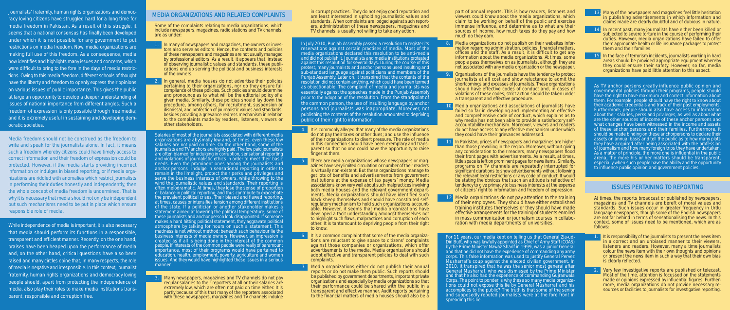Journalists' fraternity, human rights organizations and democracy loving citizens have struggled hard for a long time for media freedom in Pakistan. As a result of this struggle, it seems that a national consensus has finally been developed under which it is not possible for any government to put restrictions on media freedom. Now, media organizations are making full use of this freedom. As a consequence, media now identifies and highlights many issues and concerns, which were difficult to bring to the fore in the days of media restrictions. Owing to this media freedom, different schools of thought have the liberty and freedom to openly express their opinions on various issues of public importance. This gives the public at large an opportunity to develop a deeper understanding of issues of national importance from different angles. Such a freedom of expression is only possible through free media; and it is extremely useful in sustaining and developing democratic societies.

Media freedom should not be construed as the freedom to write and speak for the journalists alone. In fact, it means such a freedom whereby citizens could have timely access to correct information and their freedom of expression could be protected. However, if the media starts providing incorrect information or indulges in biased reporting, or if media organizations are riddled with anomalies which restrict journalists in performing their duties honestly and independently, then the whole concept of media freedom is undermined. That is why it is necessary that media should not only be independent but such mechanisms need to be put in place which ensure responsible role of media.

While independence of media is important, it is also necessary that media should perform its functions in a responsible, transparent and efficient manner. Recently, on the one hand, praises have been heaped upon the performance of media and, on the other hand, critical questions have also been raised and many circles opine that, in many respects, the role of media is negative and irresponsible. In this context, journalist fraternity, human rights organizations and democracy loving people should, apart from protecting the independence of media, also play their roles to make media institutions transparent, responsible and corruption free.

## MEDIA ORGANIZATIONS AND RELATED COMPLAINTS

Some of the complaints relating to media organizations, which include newspapers, magazines, radio stations and TV channels, are as under:

1. In many of newspapers and magazines, the owners or investors also serve as editors. Hence, the contents and policies of these newspapers and magazines are not usually managed by professional editors. As a result, it appears that, instead of observing journalistic values and standards, these publications end up serving the political and business interests of the owners.

2. In general, media houses do not advertise their policies pertaining to their organizations, nor do they ensure full compliance of these policies. Such policies should determine and pronounce as to what will be the editorial policy of a given media. Similarly, these policies should lay down the procedure, among others, for recruitment, suspension or dismissal, and protection of journalistic values and standards; besides providing a grievance redress mechanism in relation to the complaints made by readers, listeners, viewers or other stakeholders.

Salaries of most of the journalists associated with different media organizations are abysmally low and, at times, even these low salaries are not paid on time. On the other hand, some of the journalists and TV anchors are highly paid. The low paid journalists are often blamed for indulging in corruption, sensational reporting and violations of journalistic ethics in order to meet their basic needs. Even the prominent ones among the journalists and anchor persons indulge in sensational reporting in order to remain in the limelight, protect their perks and privileges and serve the business interests of owners, while throwing to the wind the journalistic values and standards. Their reporting is often melodramatic. At times, they lose the sense of proportion or balance in political reporting; and thus contribute to exacerbate the prevalent political crises. Their biased and flawed reporting, at times, causes or intensifies tension among different institutions of the state. If a politician or another stakeholder makes a statement aimed at lowering the political temperature, some of these journalists and anchor person look disappointed. If someone makes a hard hitting political statement, they aggravate political atmosphere by talking for hours on such a statement. This madness is not without method; beneath such behaviour lie the business interests of media owners. However, an impression is created as if all is being done in the interest of the common people. If interests of the common people were really of paramount importance, most of their programs would have pertained to education, health, employment, poverty, agriculture and women issues. And they would have highlighted these issues in a serious manner.

3. Many newspapers, magazines and TV channels do not pay regular salaries to their reporters at all or their salaries are extremely low, which are often not paid on time either. It is partly because of this that many of the reporters associated with these newspapers, magazines and TV channels indulge in corrupt practices. They do not enjoy good reputation and are least interested in upholding journalistic values and standards. When complaints are lodged against such reporters, administration of these newspapers, magazines and TV channels is usually not willing to take any action .

In July 2010, Punjab Assembly passed a resolution to register its reservations against certain practises of media. Most of the media organizations declared this resolution to be anti-media and did not publish it. Journalists and media institutions protested against this resolution for several days. During the course of this protest, many journalists and anchor persons used insulting and sub-standard language against politicians and members of the Punjab Assembly. Later on, it transpired that the contents of the resolution did not contain anything, which could have been termed as objectionable. The complaint of media and journalists was essentially against the speeches made in the Punjab Assembly prior to the adoption of the resolution. From the standpoint of the common person, the use of insulting language by anchor persons and journalists was inappropriate. Moreover, not publishing the contents of the resolution amounted to depriving public of their right to information.

4. It is commonly alleged that many of the media organizations do not pay their taxes or other dues; and use the influence of their organizations to divert pressure. The role of media in this connection should have been exemplary and transparent so that no one could have the opportunity to raise finger at them.

5. There are media organizations whose newspapers or magazines have very limited circulation or number of their readers is virtually non-existent. But these organizations manage to get lots of benefits and advertisements from government institutions at the expense of tax payers' money. Media associations know very well about such malpractices involving both media houses and the relevant government departments. Media organizations should have identified such black sheep themselves and should have constituted self-regulatory mechanism to hold such organizations accountable. However, it seems that media organizations have developed a tacit understanding amongst themselves not to highlight such flaws, malpractices and corruption of each other. It is tantamount to depriving people from their right to know.

6. It is a common complaint that some of the media organizations are reluctant to give space to citizens' complaints against those companies or organizations, which offer advertisements to the media. Media organizations should adopt effective and transparent policies to deal with such complaints.

7. Media organizations either do not publish their annual reports or do not make them public. Such reports should be published by government departments, important private organizations and especially by media organizations so that their performance could be shared with the public in a transparent and effective manner. Audit reports pertaining to the financial matters of media houses should also be a part of annual reports. This is how readers, listeners and viewers could know about the media organizations, which claim to be working on behalf of the public and exercise immense influence, and determine as to what are their sources of income, how much taxes do they pay and how much do they earn.

8. Media organizations do not publish on their websites information regarding administration, policies, financial matters, offices and the staff. As a result, it is difficult to get any information about the media organizations. At times, some people pass themselves on as journalists, although they are not associated with any media organization or the newspaper.

9. Organizations of the journalists have the tendency to protect journalists at all cost and show reluctance to admit the shortcomings and excesses of journalists. These organizations should have effective codes of conduct and, in cases of violations of these codes; strict action should be taken under a transparent and effective procedure.

10. Media organizations and associations of journalists have failed so far in developing and implementing an effective and comprehensive code of conduct, which explains as to why media has not been able to provide a satisfactory self-accountability mechanism. Moreover, viewers and readers do not have access to any effective mechanism under which they could have their grievances addressed.

11. In Pakistan, prices of newspapers and magazines are higher than those prevailing in the region. Moreover, without giving any consideration to their readers, many newspapers flood their front pages with advertisements. As a result, at times, little space is left on prominent pages for news items. Similarly, programs on TV channels are repeatedly interrupted for significant durations to show advertisements without following the relevant legal restrictions or any code of conduct. It would be stating the obvious that such an attitude is reflective of tendency to give primacy to business interests at the expense of citizens' right to information and freedom of expression.

12. Media organizations do not pay attention to the training of their employees. They should have either established training institutes themselves or they should have made effective arrangements for the training of students enrolled in mass communication or journalism courses in collaboration with media departments of universities.

For 11 years, our media kept on telling us that General Zia-ud-Din Butt, who was lawfully appointed as Chief of Army Staff (COAS) by the Prime Minister Nawaz Sharif in 1999, was a junior General and that he did not have the experience of commanding any army corps. This false information was used to justify General Pervez Musharraf's coup against the elected civilian government. In 2010, it transpired that he was the senior most general after General Musharraf, who was dismissed by the Prime Minister and that he also had the experience of commanding Gujranwala Corps. The point to ponder is why these so many media organizations could not expose this lie by General Musharraf and his accomplices to the public? The truth is that some of the senior and supposedly reputed journalists were at the fore front in spreading this lie.

13. Many of the newspapers and magazines feel little hesitation in publishing advertisements in which information and claims made are clearly doubtful and of dubious in nature.

14. In recent past, many journalists have either been killed or subjected to severe torture in the course of performing their duties. However, media organizations have failed to offer them appropriate health or life insurance packages to protect them and their families.

15. In the face of terrorism incidents, journalists working in hard areas should be provided appropriate equipment whereby they could ensure their safety. However, so far, media organizations have paid little attention to this aspect.

As TV anchor persons greatly influence public opinion and governmental policies through their programs, people should have the right to have maximum and correct information about them. For example, people should have the right to know about their academic credentials and track of their past employments. Furthermore, people should also have access to information about their salaries, perks and privileges; as well as about what are the other sources of income of these anchor persons and what changes have been witnessed in the income and assets of these anchor persons and their families. Furthermore, it should be made binding on these anchorpersons to declare their assets on annual basis and tell the public as to how many plots they have acquired after being associated with the profession of journalism and how many foreign trips they have undertaken. As a matter of principle, the more one is influential in the public arena, the more his or her matters should be transparent, especially when such people have the ability and the opportunity to influence public opinion and government policies.

## ISSUES PERTAINING TO REPORTING

At times, the reports broadcast or published by newspapers, magazines and TV channels are bereft of moral values and standards. Such issues occur in greater frequency in Urdu language newspapers, though some of the English newspapers are not far behind in terms of sensationalising the news. In this context, some of issues need to be mentioned, which are as follows:

1. It is responsibility of the journalists to present the news item in a correct and an unbiased manner to their viewers, listeners and readers. However, many a time journalists colour the news item with their own thoughts and opinions or present the news item in such a way that their own bias is clearly reflected.

2. Very few investigative reports are published or telecast. Most of the time, attention is focussed on the statements made or opinions expressed by influential figures. Furthermore, media organizations do not provide necessary resources or facilities to journalists for investigative reporting.